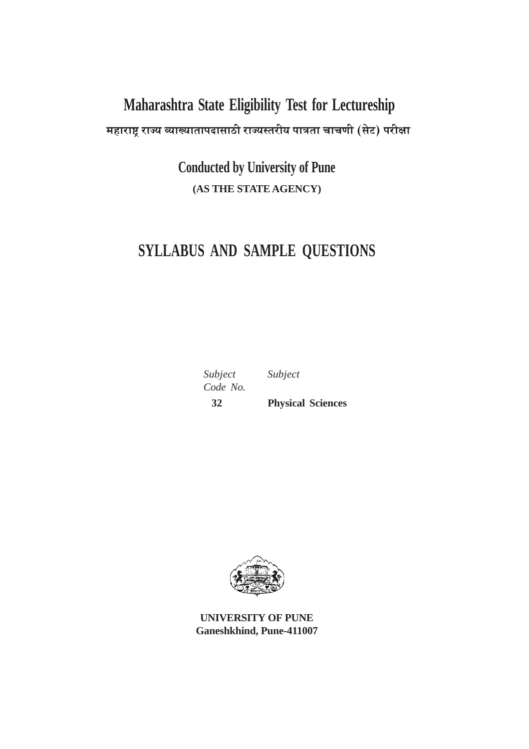# Maharashtra State Eligibility Test for Lectureship

**महाराष्ट्र राज्य व्याख्यातापदासाठी राज्यस्तरीय पात्रता चाचणी (सेट) परीक्षा**

## Conducted by University of Pune

**(AS THE STATE AGENCY)**

# SYLLABUS AND SAMPLE QUESTIONS

| *Subject Code No.* | *Subject* |
|---|---|
| **32** | **Physical Sciences** |

**UNIVERSITY OF PUNE**
**Ganeshkhind, Pune-411007**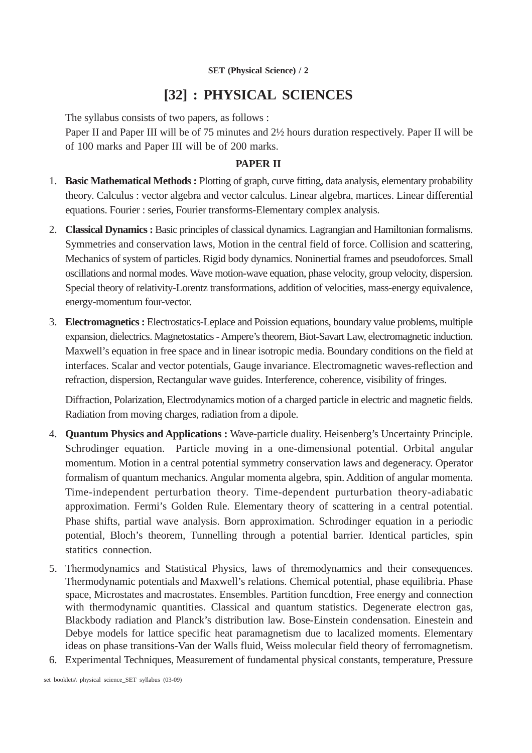# [32] : PHYSICAL SCIENCES

The syllabus consists of two papers, as follows :

Paper II and Paper III will be of 75 minutes and 2½ hours duration respectively. Paper II will be of 100 marks and Paper III will be of 200 marks.

## PAPER II

1. **Basic Mathematical Methods :** Plotting of graph, curve fitting, data analysis, elementary probability theory. Calculus : vector algebra and vector calculus. Linear algebra, martices. Linear differential equations. Fourier : series, Fourier transforms-Elementary complex analysis.

2. **Classical Dynamics :** Basic principles of classical dynamics. Lagrangian and Hamiltonian formalisms. Symmetries and conservation laws, Motion in the central field of force. Collision and scattering, Mechanics of system of particles. Rigid body dynamics. Noninertial frames and pseudoforces. Small oscillations and normal modes. Wave motion-wave equation, phase velocity, group velocity, dispersion. Special theory of relativity-Lorentz transformations, addition of velocities, mass-energy equivalence, energy-momentum four-vector.

3. **Electromagnetics :** Electrostatics-Leplace and Poission equations, boundary value problems, multiple expansion, dielectrics. Magnetostatics - Ampere's theorem, Biot-Savart Law, electromagnetic induction. Maxwell's equation in free space and in linear isotropic media. Boundary conditions on the field at interfaces. Scalar and vector potentials, Gauge invariance. Electromagnetic waves-reflection and refraction, dispersion, Rectangular wave guides. Interference, coherence, visibility of fringes.

   Diffraction, Polarization, Electrodynamics motion of a charged particle in electric and magnetic fields. Radiation from moving charges, radiation from a dipole.

4. **Quantum Physics and Applications :** Wave-particle duality. Heisenberg's Uncertainty Principle. Schrodinger equation. Particle moving in a one-dimensional potential. Orbital angular momentum. Motion in a central potential symmetry conservation laws and degeneracy. Operator formalism of quantum mechanics. Angular momenta algebra, spin. Addition of angular momenta. Time-independent perturbation theory. Time-dependent purturbation theory-adiabatic approximation. Fermi's Golden Rule. Elementary theory of scattering in a central potential. Phase shifts, partial wave analysis. Born approximation. Schrodinger equation in a periodic potential, Bloch's theorem, Tunnelling through a potential barrier. Identical particles, spin statitics connection.

5. Thermodynamics and Statistical Physics, laws of thremodynamics and their consequences. Thermodynamic potentials and Maxwell's relations. Chemical potential, phase equilibria. Phase space, Microstates and macrostates. Ensembles. Partition funcdtion, Free energy and connection with thermodynamic quantities. Classical and quantum statistics. Degenerate electron gas, Blackbody radiation and Planck's distribution law. Bose-Einstein condensation. Einestein and Debye models for lattice specific heat paramagnetism due to lacalized moments. Elementary ideas on phase transitions-Van der Walls fluid, Weiss molecular field theory of ferromagnetism.

6. Experimental Techniques, Measurement of fundamental physical constants, temperature, Pressure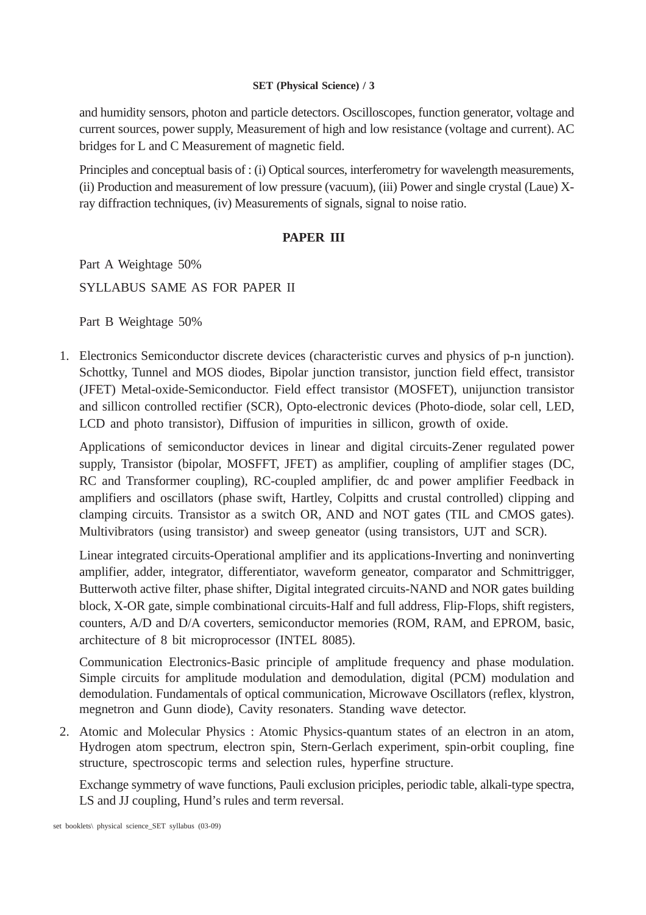and humidity sensors, photon and particle detectors. Oscilloscopes, function generator, voltage and current sources, power supply, Measurement of high and low resistance (voltage and current). AC bridges for L and C Measurement of magnetic field.

Principles and conceptual basis of : (i) Optical sources, interferometry for wavelength measurements, (ii) Production and measurement of low pressure (vacuum), (iii) Power and single crystal (Laue) X-ray diffraction techniques, (iv) Measurements of signals, signal to noise ratio.

## PAPER III

Part A Weightage 50%

SYLLABUS SAME AS FOR PAPER II

Part B Weightage 50%

1. Electronics Semiconductor discrete devices (characteristic curves and physics of p-n junction). Schottky, Tunnel and MOS diodes, Bipolar junction transistor, junction field effect, transistor (JFET) Metal-oxide-Semiconductor. Field effect transistor (MOSFFT), unijunction transistor and sillicon controlled rectifier (SCR), Opto-electronic devices (Photo-diode, solar cell, LED, LCD and photo transistor), Diffusion of impurities in sillicon, growth of oxide.

   Applications of semiconductor devices in linear and digital circuits-Zener regulated power supply, Transistor (bipolar, MOSFFT, JFET) as amplifier, coupling of amplifier stages (DC, RC and Transformer coupling), RC-coupled amplifier, dc and power amplifier Feedback in amplifiers and oscillators (phase swift, Hartley, Colpitts and crustal controlled) clipping and clamping circuits. Transistor as a switch OR, AND and NOT gates (TIL and CMOS gates). Multivibrators (using transistor) and sweep geneator (using transistors, UJT and SCR).

   Linear integrated circuits-Operational amplifier and its applications-Inverting and noninverting amplifier, adder, integrator, differentiator, waveform geneator, comparator and Schmittrigger, Butterwoth active filter, phase shifter, Digital integrated circuits-NAND and NOR gates building block, X-OR gate, simple combinational circuits-Half and full address, Flip-Flops, shift registers, counters, A/D and D/A coverters, semiconductor memories (ROM, RAM, and EPROM, basic, architecture of 8 bit microprocessor (INTEL 8085).

   Communication Electronics-Basic principle of amplitude frequency and phase modulation. Simple circuits for amplitude modulation and demodulation, digital (PCM) modulation and demodulation. Fundamentals of optical communication, Microwave Oscillators (reflex, klystron, megnetron and Gunn diode), Cavity resonaters. Standing wave detector.

2. Atomic and Molecular Physics : Atomic Physics-quantum states of an electron in an atom, Hydrogen atom spectrum, electron spin, Stern-Gerlach experiment, spin-orbit coupling, fine structure, spectroscopic terms and selection rules, hyperfine structure.

   Exchange symmetry of wave functions, Pauli exclusion priciples, periodic table, alkali-type spectra, LS and JJ coupling, Hund's rules and term reversal.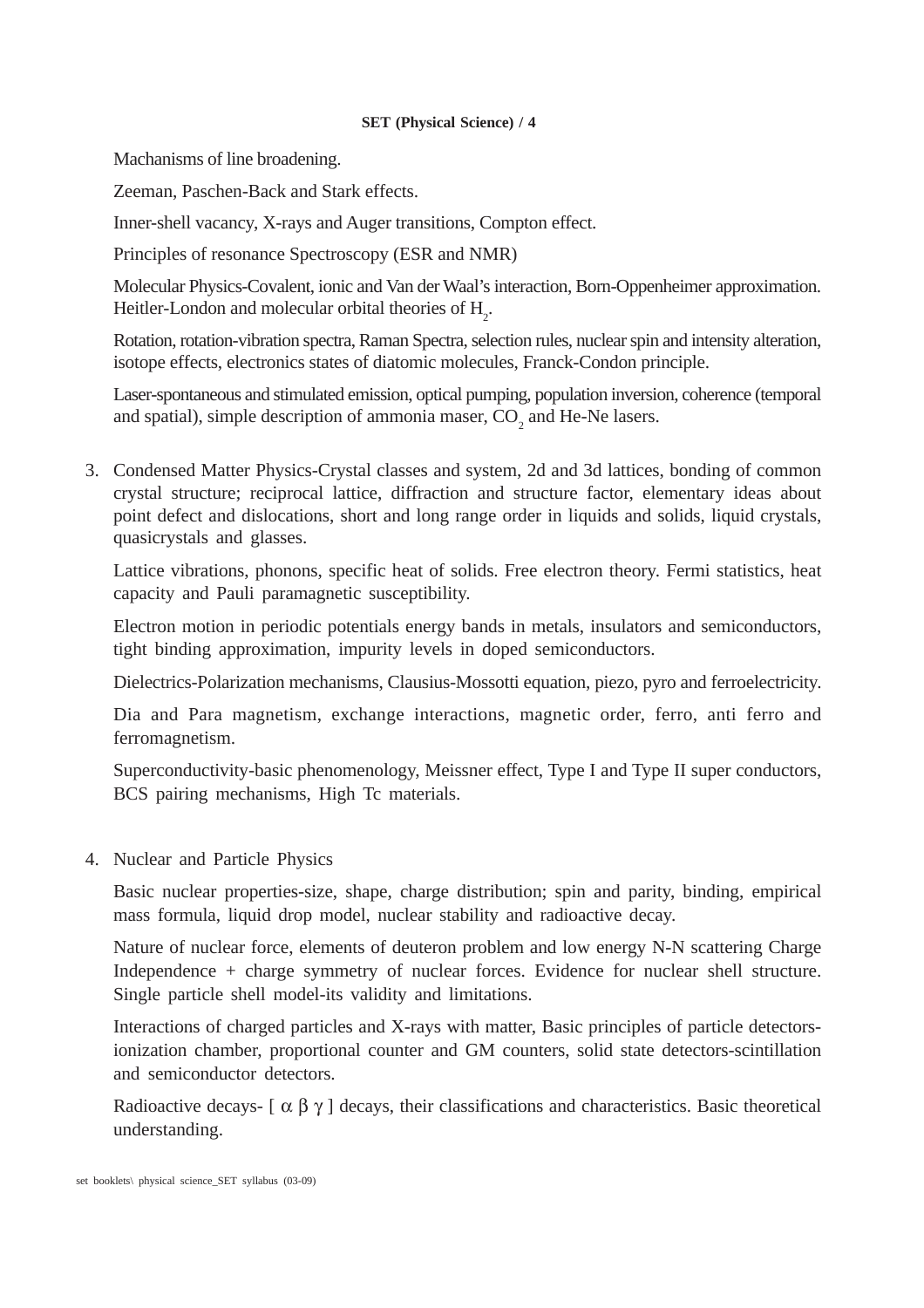Machanisms of line broadening.

Zeeman, Paschen-Back and Stark effects.

Inner-shell vacancy, X-rays and Auger transitions, Compton effect.

Principles of resonance Spectroscopy (ESR and NMR)

Molecular Physics-Covalent, ionic and Van der Waal's interaction, Born-Oppenheimer approximation. Heitler-London and molecular orbital theories of $H_2$.

Rotation, rotation-vibration spectra, Raman Spectra, selection rules, nuclear spin and intensity alteration, isotope effects, electronics states of diatomic molecules, Franck-Condon principle.

Laser-spontaneous and stimulated emission, optical pumping, population inversion, coherence (temporal and spatial), simple description of ammonia maser, $CO_2$ and He-Ne lasers.

3. Condensed Matter Physics-Crystal classes and system, 2d and 3d lattices, bonding of common crystal structure; reciprocal lattice, diffraction and structure factor, elementary ideas about point defect and dislocations, short and long range order in liquids and solids, liquid crystals, quasicrystals and glasses.

   Lattice vibrations, phonons, specific heat of solids. Free electron theory. Fermi statistics, heat capacity and Pauli paramagnetic susceptibility.

   Electron motion in periodic potentials energy bands in metals, insulators and semiconductors, tight binding approximation, impurity levels in doped semiconductors.

   Dielectrics-Polarization mechanisms, Clausius-Mossotti equation, piezo, pyro and ferroelectricity.

   Dia and Para magnetism, exchange interactions, magnetic order, ferro, anti ferro and ferromagnetism.

   Superconductivity-basic phenomenology, Meissner effect, Type I and Type II super conductors, BCS pairing mechanisms, High Tc materials.

4. Nuclear and Particle Physics

   Basic nuclear properties-size, shape, charge distribution; spin and parity, binding, empirical mass formula, liquid drop model, nuclear stability and radioactive decay.

   Nature of nuclear force, elements of deuteron problem and low energy N-N scattering Charge Independence + charge symmetry of nuclear forces. Evidence for nuclear shell structure. Single particle shell model-its validity and limitations.

   Interactions of charged particles and X-rays with matter, Basic principles of particle detectors-ionization chamber, proportional counter and GM counters, solid state detectors-scintillation and semiconductor detectors.

   Radioactive decays- [ $\alpha$ $\beta$ $\gamma$ ] decays, their classifications and characteristics. Basic theoretical understanding.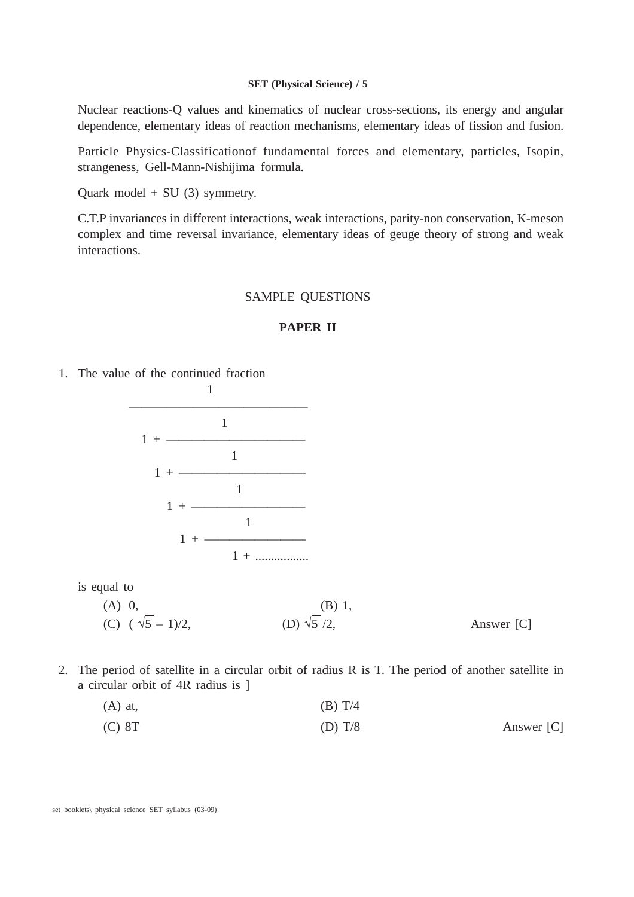Nuclear reactions-Q values and kinematics of nuclear cross-sections, its energy and angular dependence, elementary ideas of reaction mechanisms, elementary ideas of fission and fusion.

Particle Physics-Classificationof fundamental forces and elementary, particles, Isopin, strangeness, Gell-Mann-Nishijima formula.

Quark model + SU (3) symmetry.

C.T.P invariances in different interactions, weak interactions, parity-non conservation, K-meson complex and time reversal invariance, elementary ideas of geuge theory of strong and weak interactions.

## SAMPLE QUESTIONS

## PAPER II

1. The value of the continued fraction

$$\cfrac{1}{1 + \cfrac{1}{1 + \cfrac{1}{1 + \cfrac{1}{1 + \cfrac{1}{1 + \dots\dots\dots\dots\dots}}}}}$$

is equal to

(A) 0, (B) 1,

(C) $(\sqrt{5} - 1)/2$, (D) $\sqrt{5}/2$, Answer [C]

2. The period of satellite in a circular orbit of radius R is T. The period of another satellite in a circular orbit of 4R radius is ]

(A) at, (B) T/4

(C) 8T (D) T/8 Answer [C]

set booklets\ physical science_SET syllabus (03-09)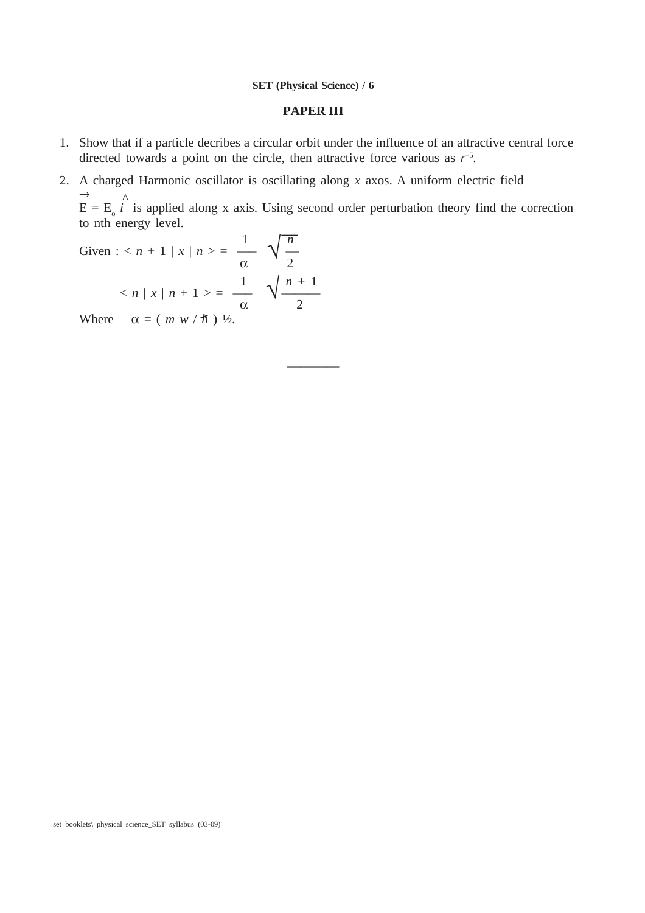# PAPER III

1. Show that if a particle decribes a circular orbit under the influence of an attractive central force directed towards a point on the circle, then attractive force various as $r^{-5}$.

2. A charged Harmonic oscillator is oscillating along $x$ axos. A uniform electric field $\vec{E} = E_o \hat{i}$ is applied along x axis. Using second order perturbation theory find the correction to nth energy level.

   Given : $< n + 1 \mid x \mid n > = \dfrac{1}{\alpha} \sqrt{\dfrac{n}{2}}$

   $< n \mid x \mid n + 1 > = \dfrac{1}{\alpha} \sqrt{\dfrac{n+1}{2}}$

   Where $\alpha = ( m\ w / \hbar )^{1/2}$.

---

set booklets\ physical science_SET syllabus (03-09)